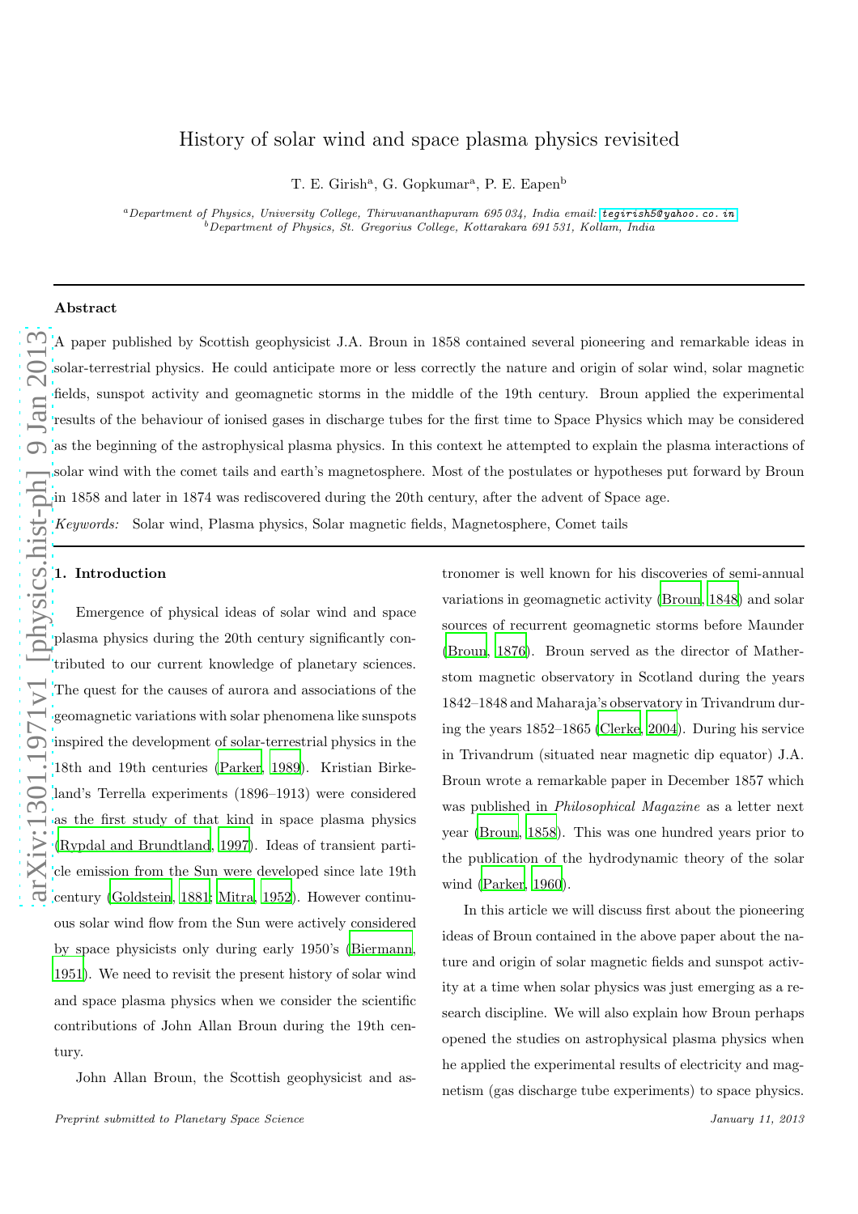# History of solar wind and space plasma physics revisited

T. E. Girish[a], G. Gopkumar[a], P. E. Eapen[b]

[a]*Department of Physics, University College, Thiruvananthapuram 695 034, India email: tegirish5@yahoo.co.in*
[b]*Department of Physics, St. Gregorius College, Kottarakara 691 531, Kollam, India*

---

**Abstract**

A paper published by Scottish geophysicist J.A. Broun in 1858 contained several pioneering and remarkable ideas in solar-terrestrial physics. He could anticipate more or less correctly the nature and origin of solar wind, solar magnetic fields, sunspot activity and geomagnetic storms in the middle of the 19th century. Broun applied the experimental results of the behaviour of ionised gases in discharge tubes for the first time to Space Physics which may be considered as the beginning of the astrophysical plasma physics. In this context he attempted to explain the plasma interactions of solar wind with the comet tails and earth's magnetosphere. Most of the postulates or hypotheses put forward by Broun in 1858 and later in 1874 was rediscovered during the 20th century, after the advent of Space age.

*Keywords:* Solar wind, Plasma physics, Solar magnetic fields, Magnetosphere, Comet tails

---

## 1. Introduction

Emergence of physical ideas of solar wind and space plasma physics during the 20th century significantly contributed to our current knowledge of planetary sciences. The quest for the causes of aurora and associations of the geomagnetic variations with solar phenomena like sunspots inspired the development of solar-terrestrial physics in the 18th and 19th centuries (Parker, 1989). Kristian Birkeland's Terrella experiments (1896–1913) were considered as the first study of that kind in space plasma physics (Rypdal and Brundtland, 1997). Ideas of transient particle emission from the Sun were developed since late 19th century (Goldstein, 1881; Mitra, 1952). However continuous solar wind flow from the Sun were actively considered by space physicists only during early 1950's (Biermann, 1951). We need to revisit the present history of solar wind and space plasma physics when we consider the scientific contributions of John Allan Broun during the 19th century.

John Allan Broun, the Scottish geophysicist and astronomer is well known for his discoveries of semi-annual variations in geomagnetic activity (Broun, 1848) and solar sources of recurrent geomagnetic storms before Maunder (Broun, 1876). Broun served as the director of Matherstom magnetic observatory in Scotland during the years 1842–1848 and Maharaja's observatory in Trivandrum during the years 1852–1865 (Clerke, 2004). During his service in Trivandrum (situated near magnetic dip equator) J.A. Broun wrote a remarkable paper in December 1857 which was published in *Philosophical Magazine* as a letter next year (Broun, 1858). This was one hundred years prior to the publication of the hydrodynamic theory of the solar wind (Parker, 1960).

In this article we will discuss first about the pioneering ideas of Broun contained in the above paper about the nature and origin of solar magnetic fields and sunspot activity at a time when solar physics was just emerging as a research discipline. We will also explain how Broun perhaps opened the studies on astrophysical plasma physics when he applied the experimental results of electricity and magnetism (gas discharge tube experiments) to space physics.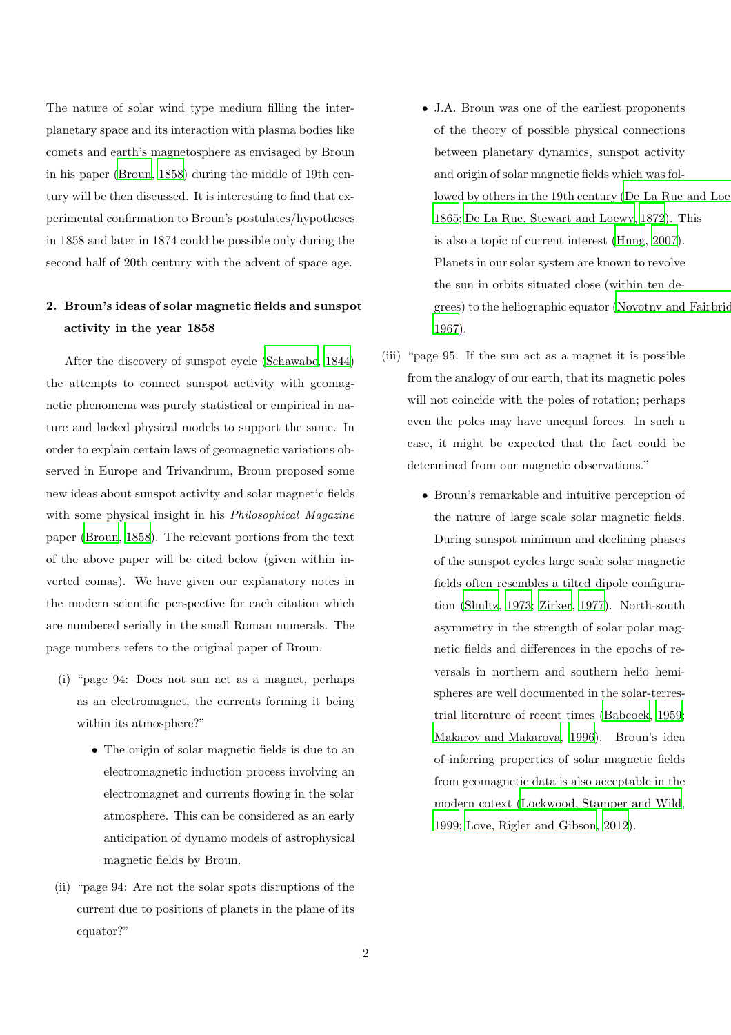The nature of solar wind type medium filling the interplanetary space and its interaction with plasma bodies like comets and earth's magnetosphere as envisaged by Broun in his paper (Broun, 1858) during the middle of 19th century will be then discussed. It is interesting to find that experimental confirmation to Broun's postulates/hypotheses in 1858 and later in 1874 could be possible only during the second half of 20th century with the advent of space age.

## 2. Broun's ideas of solar magnetic fields and sunspot activity in the year 1858

After the discovery of sunspot cycle (Schawabe, 1844) the attempts to connect sunspot activity with geomagnetic phenomena was purely statistical or empirical in nature and lacked physical models to support the same. In order to explain certain laws of geomagnetic variations observed in Europe and Trivandrum, Broun proposed some new ideas about sunspot activity and solar magnetic fields with some physical insight in his *Philosophical Magazine* paper (Broun, 1858). The relevant portions from the text of the above paper will be cited below (given within inverted comas). We have given our explanatory notes in the modern scientific perspective for each citation which are numbered serially in the small Roman numerals. The page numbers refers to the original paper of Broun.

(i) "page 94: Does not sun act as a magnet, perhaps as an electromagnet, the currents forming it being within its atmosphere?"

- The origin of solar magnetic fields is due to an electromagnetic induction process involving an electromagnet and currents flowing in the solar atmosphere. This can be considered as an early anticipation of dynamo models of astrophysical magnetic fields by Broun.

(ii) "page 94: Are not the solar spots disruptions of the current due to positions of planets in the plane of its equator?"

- J.A. Broun was one of the earliest proponents of the theory of possible physical connections between planetary dynamics, sunspot activity and origin of solar magnetic fields which was followed by others in the 19th century (De La Rue and Loewy, 1865; De La Rue, Stewart and Loewy, 1872). This is also a topic of current interest (Hung, 2007). Planets in our solar system are known to revolve the sun in orbits situated close (within ten degrees) to the heliographic equator (Novotny and Fairbridge, 1967).

(iii) "page 95: If the sun act as a magnet it is possible from the analogy of our earth, that its magnetic poles will not coincide with the poles of rotation; perhaps even the poles may have unequal forces. In such a case, it might be expected that the fact could be determined from our magnetic observations."

- Broun's remarkable and intuitive perception of the nature of large scale solar magnetic fields. During sunspot minimum and declining phases of the sunspot cycles large scale solar magnetic fields often resembles a tilted dipole configuration (Shultz, 1973; Zirker, 1977). North-south asymmetry in the strength of solar polar magnetic fields and differences in the epochs of reversals in northern and southern helio hemispheres are well documented in the solar-terrestrial literature of recent times (Babcock, 1959; Makarov and Makarova, 1996). Broun's idea of inferring properties of solar magnetic fields from geomagnetic data is also acceptable in the modern cotext (Lockwood, Stamper and Wild, 1999; Love, Rigler and Gibson, 2012).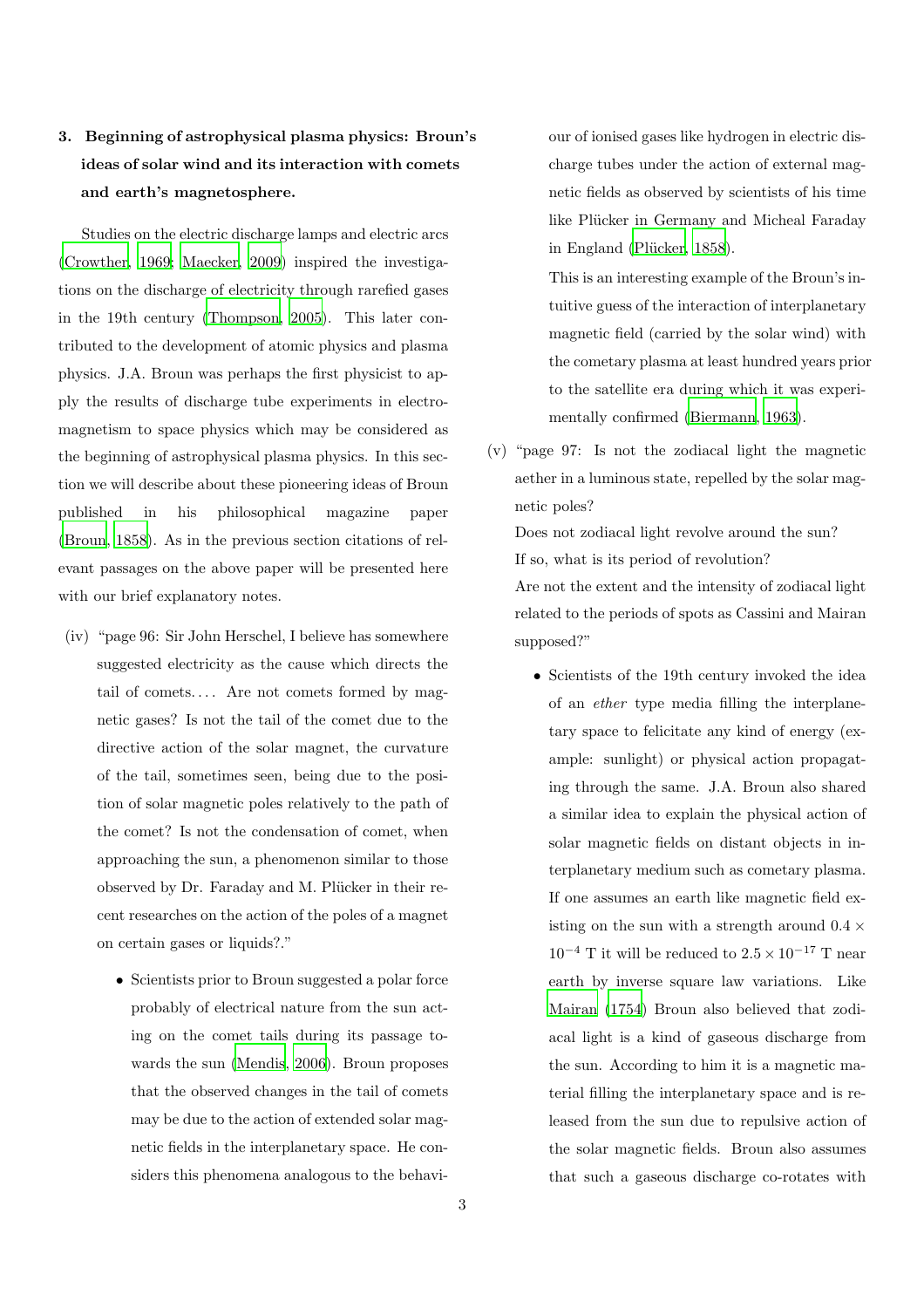### 3. Beginning of astrophysical plasma physics: Broun's ideas of solar wind and its interaction with comets and earth's magnetosphere.

Studies on the electric discharge lamps and electric arcs (Crowther, 1969; Maecker, 2009) inspired the investigations on the discharge of electricity through rarefied gases in the 19th century (Thompson, 2005). This later contributed to the development of atomic physics and plasma physics. J.A. Broun was perhaps the first physicist to apply the results of discharge tube experiments in electromagnetism to space physics which may be considered as the beginning of astrophysical plasma physics. In this section we will describe about these pioneering ideas of Broun published in his philosophical magazine paper (Broun, 1858). As in the previous section citations of relevant passages on the above paper will be presented here with our brief explanatory notes.

(iv) "page 96: Sir John Herschel, I believe has somewhere suggested electricity as the cause which directs the tail of comets.... Are not comets formed by magnetic gases? Is not the tail of the comet due to the directive action of the solar magnet, the curvature of the tail, sometimes seen, being due to the position of solar magnetic poles relatively to the path of the comet? Is not the condensation of comet, when approaching the sun, a phenomenon similar to those observed by Dr. Faraday and M. Plücker in their recent researches on the action of the poles of a magnet on certain gases or liquids?."

- Scientists prior to Broun suggested a polar force probably of electrical nature from the sun acting on the comet tails during its passage towards the sun (Mendis, 2006). Broun proposes that the observed changes in the tail of comets may be due to the action of extended solar magnetic fields in the interplanetary space. He considers this phenomena analogous to the behaviour of ionised gases like hydrogen in electric discharge tubes under the action of external magnetic fields as observed by scientists of his time like Plücker in Germany and Micheal Faraday in England (Plücker, 1858).

  This is an interesting example of the Broun's intuitive guess of the interaction of interplanetary magnetic field (carried by the solar wind) with the cometary plasma at least hundred years prior to the satellite era during which it was experimentally confirmed (Biermann, 1963).

(v) "page 97: Is not the zodiacal light the magnetic aether in a luminous state, repelled by the solar magnetic poles?
Does not zodiacal light revolve around the sun?
If so, what is its period of revolution?
Are not the extent and the intensity of zodiacal light related to the periods of spots as Cassini and Mairan supposed?"

- Scientists of the 19th century invoked the idea of an *ether* type media filling the interplanetary space to felicitate any kind of energy (example: sunlight) or physical action propagating through the same. J.A. Broun also shared a similar idea to explain the physical action of solar magnetic fields on distant objects in interplanetary medium such as cometary plasma. If one assumes an earth like magnetic field existing on the sun with a strength around $0.4 \times 10^{-4}$ T it will be reduced to $2.5 \times 10^{-17}$ T near earth by inverse square law variations. Like Mairan (1754) Broun also believed that zodiacal light is a kind of gaseous discharge from the sun. According to him it is a magnetic material filling the interplanetary space and is released from the sun due to repulsive action of the solar magnetic fields. Broun also assumes that such a gaseous discharge co-rotates with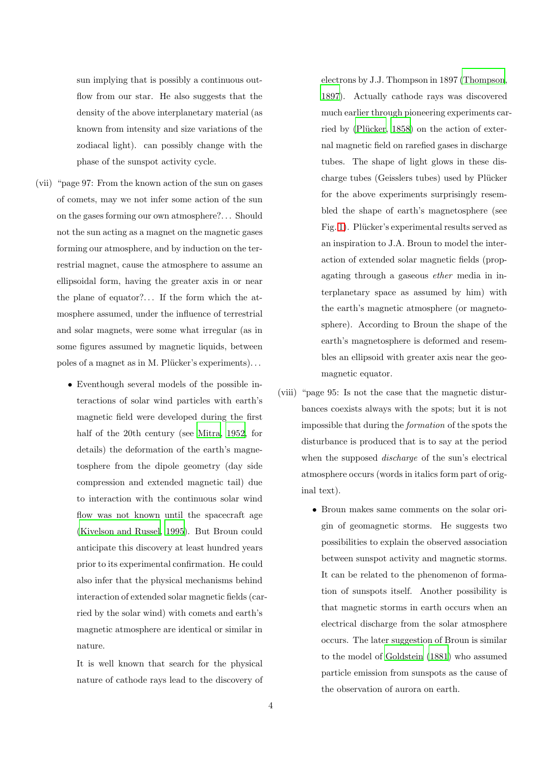sun implying that is possibly a continuous outflow from our star. He also suggests that the density of the above interplanetary material (as known from intensity and size variations of the zodiacal light). can possibly change with the phase of the sunspot activity cycle.

(vii) "page 97: From the known action of the sun on gases of comets, may we not infer some action of the sun on the gases forming our own atmosphere?... Should not the sun acting as a magnet on the magnetic gases forming our atmosphere, and by induction on the terrestrial magnet, cause the atmosphere to assume an ellipsoidal form, having the greater axis in or near the plane of equator?... If the form which the atmosphere assumed, under the influence of terrestrial and solar magnets, were some what irregular (as in some figures assumed by magnetic liquids, between poles of a magnet as in M. Plücker's experiments)...

- Eventhough several models of the possible interactions of solar wind particles with earth's magnetic field were developed during the first half of the 20th century (see Mitra, 1952, for details) the deformation of the earth's magnetosphere from the dipole geometry (day side compression and extended magnetic tail) due to interaction with the continuous solar wind flow was not known until the spacecraft age (Kivelson and Russel, 1995). But Broun could anticipate this discovery at least hundred years prior to its experimental confirmation. He could also infer that the physical mechanisms behind interaction of extended solar magnetic fields (carried by the solar wind) with comets and earth's magnetic atmosphere are identical or similar in nature.

  It is well known that search for the physical nature of cathode rays lead to the discovery of electrons by J.J. Thompson in 1897 (Thompson, 1897). Actually cathode rays was discovered much earlier through pioneering experiments carried by (Plücker, 1858) on the action of external magnetic field on rarefied gases in discharge tubes. The shape of light glows in these discharge tubes (Geisslers tubes) used by Plücker for the above experiments surprisingly resembled the shape of earth's magnetosphere (see Fig. 1). Plücker's experimental results served as an inspiration to J.A. Broun to model the interaction of extended solar magnetic fields (propagating through a gaseous *ether* media in interplanetary space as assumed by him) with the earth's magnetic atmosphere (or magnetosphere). According to Broun the shape of the earth's magnetosphere is deformed and resembles an ellipsoid with greater axis near the geomagnetic equator.

(viii) "page 95: Is not the case that the magnetic disturbances coexists always with the spots; but it is not impossible that during the *formation* of the spots the disturbance is produced that is to say at the period when the supposed *discharge* of the sun's electrical atmosphere occurs (words in italics form part of original text).

- Broun makes same comments on the solar origin of geomagnetic storms. He suggests two possibilities to explain the observed association between sunspot activity and magnetic storms. It can be related to the phenomenon of formation of sunspots itself. Another possibility is that magnetic storms in earth occurs when an electrical discharge from the solar atmosphere occurs. The later suggestion of Broun is similar to the model of Goldstein (1881) who assumed particle emission from sunspots as the cause of the observation of aurora on earth.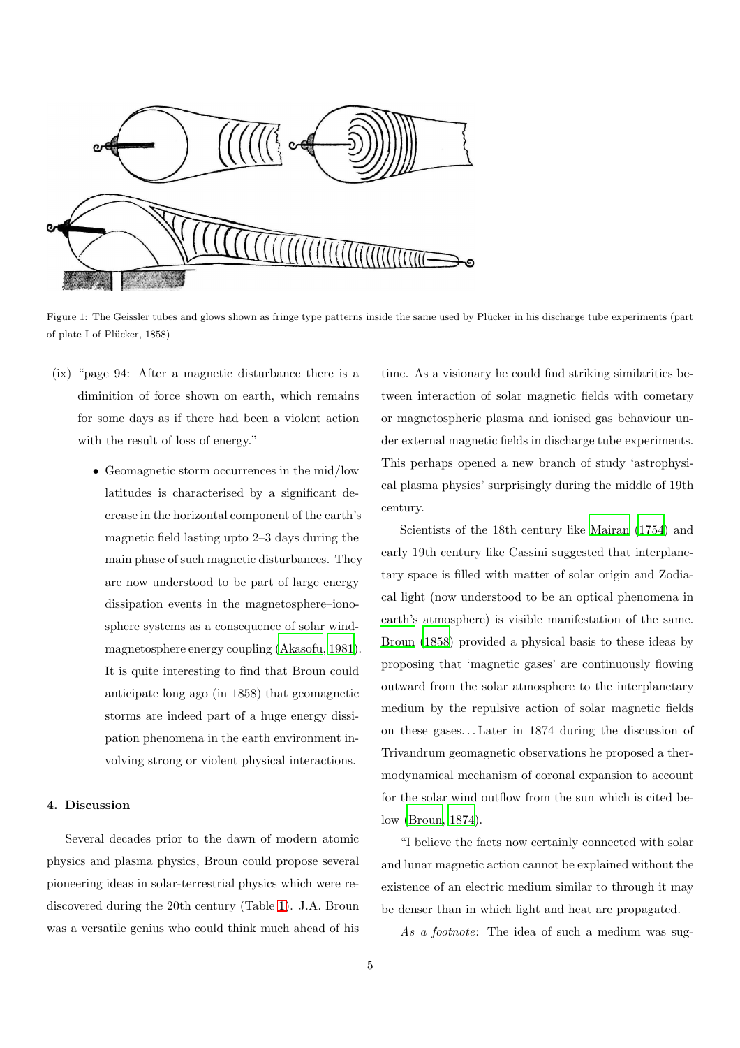Figure 1: The Geissler tubes and glows shown as fringe type patterns inside the same used by Plücker in his discharge tube experiments (part of plate I of Plücker, 1858)

(ix) "page 94: After a magnetic disturbance there is a diminition of force shown on earth, which remains for some days as if there had been a violent action with the result of loss of energy."

- Geomagnetic storm occurrences in the mid/low latitudes is characterised by a significant decrease in the horizontal component of the earth's magnetic field lasting upto 2–3 days during the main phase of such magnetic disturbances. They are now understood to be part of large energy dissipation events in the magnetosphere–ionosphere systems as a consequence of solar wind-magnetosphere energy coupling (Akasofu, 1981). It is quite interesting to find that Broun could anticipate long ago (in 1858) that geomagnetic storms are indeed part of a huge energy dissipation phenomena in the earth environment involving strong or violent physical interactions.

## 4. Discussion

Several decades prior to the dawn of modern atomic physics and plasma physics, Broun could propose several pioneering ideas in solar-terrestrial physics which were rediscovered during the 20th century (Table 1). J.A. Broun was a versatile genius who could think much ahead of his time. As a visionary he could find striking similarities between interaction of solar magnetic fields with cometary or magnetospheric plasma and ionised gas behaviour under external magnetic fields in discharge tube experiments. This perhaps opened a new branch of study 'astrophysical plasma physics' surprisingly during the middle of 19th century.

Scientists of the 18th century like Mairan (1754) and early 19th century like Cassini suggested that interplanetary space is filled with matter of solar origin and Zodiacal light (now understood to be an optical phenomena in earth's atmosphere) is visible manifestation of the same. Broun (1858) provided a physical basis to these ideas by proposing that 'magnetic gases' are continuously flowing outward from the solar atmosphere to the interplanetary medium by the repulsive action of solar magnetic fields on these gases… Later in 1874 during the discussion of Trivandrum geomagnetic observations he proposed a thermodynamical mechanism of coronal expansion to account for the solar wind outflow from the sun which is cited below (Broun, 1874).

"I believe the facts now certainly connected with solar and lunar magnetic action cannot be explained without the existence of an electric medium similar to through it may be denser than in which light and heat are propagated.

*As a footnote*: The idea of such a medium was sug-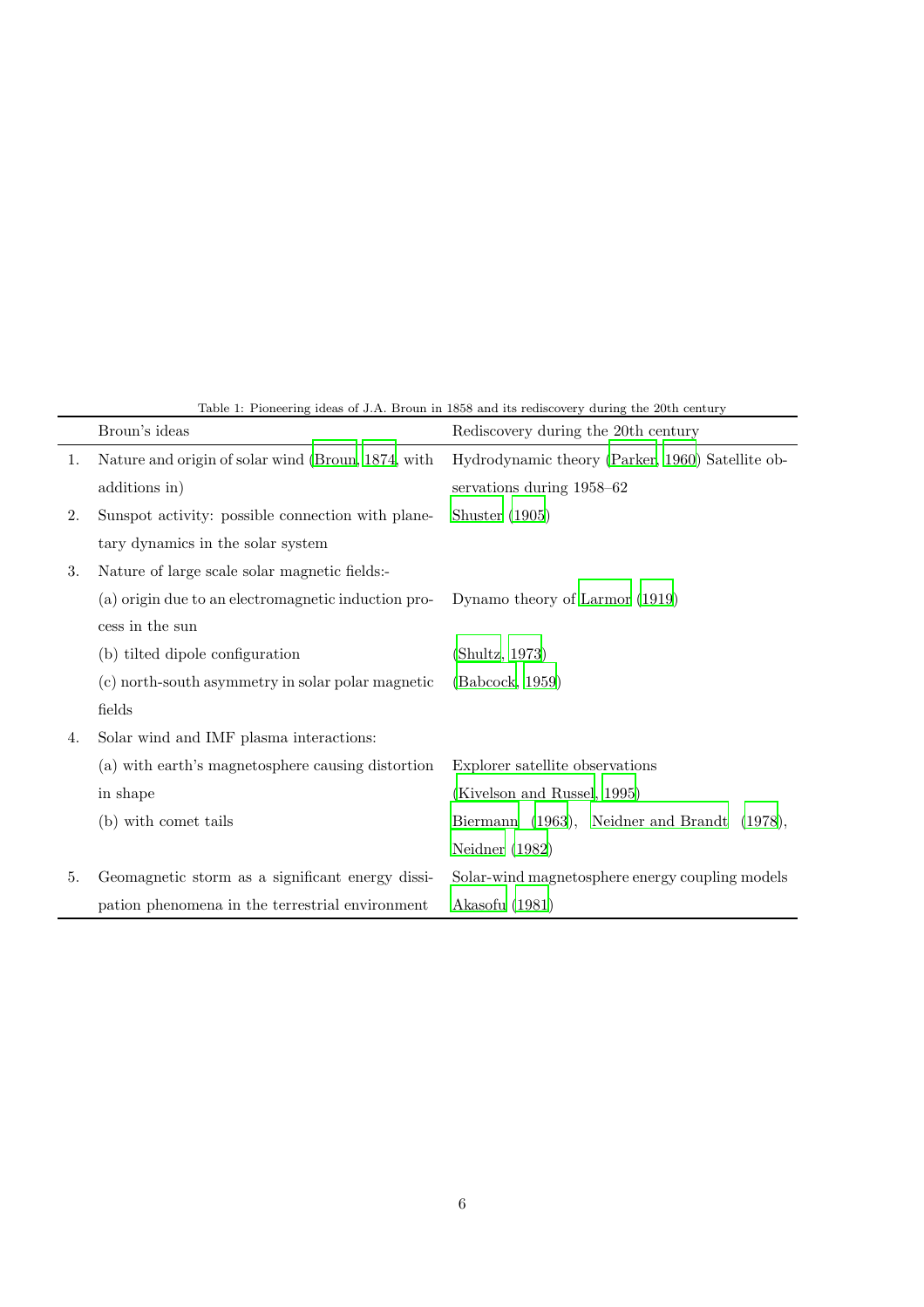Table 1: Pioneering ideas of J.A. Broun in 1858 and its rediscovery during the 20th century

| | Broun's ideas | Rediscovery during the 20th century |
|---|---|---|
| 1. | Nature and origin of solar wind (Broun, 1874, with additions in) | Hydrodynamic theory (Parker, 1960) Satellite observations during 1958–62 |
| 2. | Sunspot activity: possible connection with planetary dynamics in the solar system | Shuster (1905) |
| 3. | Nature of large scale solar magnetic fields:- | |
| | (a) origin due to an electromagnetic induction process in the sun | Dynamo theory of Larmor (1919) |
| | (b) tilted dipole configuration | (Shultz, 1973) |
| | (c) north-south asymmetry in solar polar magnetic fields | (Babcock, 1959) |
| 4. | Solar wind and IMF plasma interactions: | |
| | (a) with earth's magnetosphere causing distortion in shape | Explorer satellite observations (Kivelson and Russel, 1995) |
| | (b) with comet tails | Biermann (1963), Neidner and Brandt (1978), Neidner (1982) |
| 5. | Geomagnetic storm as a significant energy dissipation phenomena in the terrestrial environment | Solar-wind magnetosphere energy coupling models Akasofu (1981) |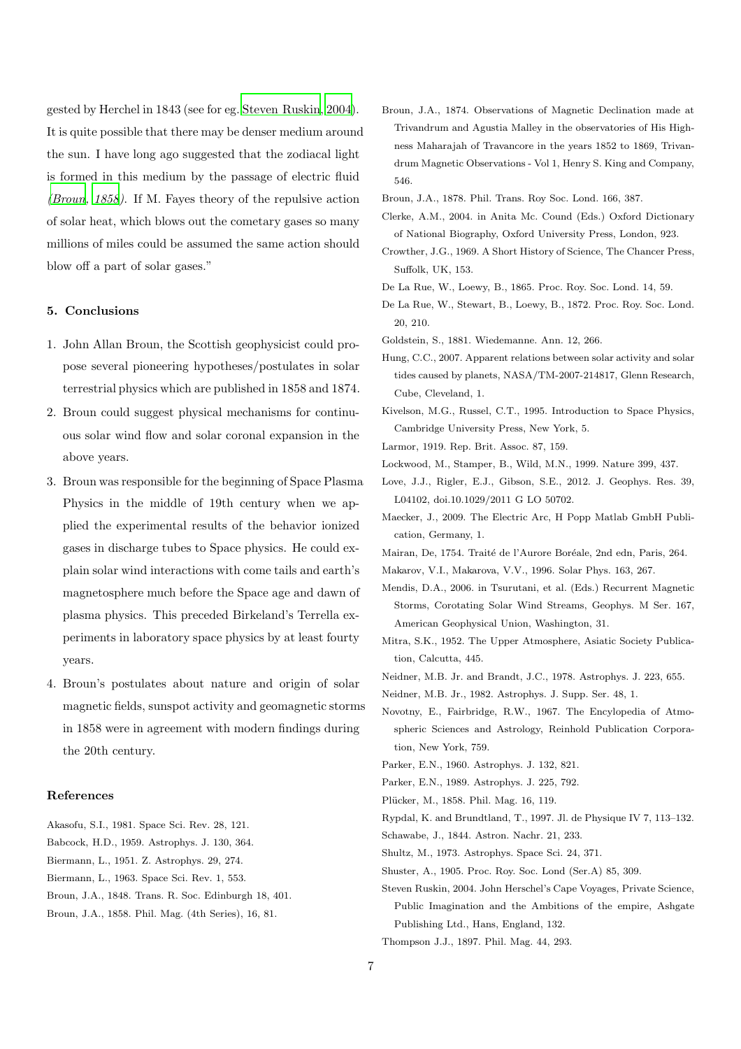gested by Herchel in 1843 (see for eg. Steven Ruskin, 2004). It is quite possible that there may be denser medium around the sun. I have long ago suggested that the zodiacal light is formed in this medium by the passage of electric fluid *(Broun, 1858)*. If M. Fayes theory of the repulsive action of solar heat, which blows out the cometary gases so many millions of miles could be assumed the same action should blow off a part of solar gases."

## 5. Conclusions

1. John Allan Broun, the Scottish geophysicist could propose several pioneering hypotheses/postulates in solar terrestrial physics which are published in 1858 and 1874.
2. Broun could suggest physical mechanisms for continuous solar wind flow and solar coronal expansion in the above years.
3. Broun was responsible for the beginning of Space Plasma Physics in the middle of 19th century when we applied the experimental results of the behavior ionized gases in discharge tubes to Space physics. He could explain solar wind interactions with come tails and earth's magnetosphere much before the Space age and dawn of plasma physics. This preceded Birkeland's Terrella experiments in laboratory space physics by at least fourty years.
4. Broun's postulates about nature and origin of solar magnetic fields, sunspot activity and geomagnetic storms in 1858 were in agreement with modern findings during the 20th century.

## References

Akasofu, S.I., 1981. Space Sci. Rev. 28, 121.

Babcock, H.D., 1959. Astrophys. J. 130, 364.

Biermann, L., 1951. Z. Astrophys. 29, 274.

Biermann, L., 1963. Space Sci. Rev. 1, 553.

Broun, J.A., 1848. Trans. R. Soc. Edinburgh 18, 401.

Broun, J.A., 1858. Phil. Mag. (4th Series), 16, 81.

Broun, J.A., 1874. Observations of Magnetic Declination made at Trivandrum and Agustia Malley in the observatories of His Highness Maharajah of Travancore in the years 1852 to 1869, Trivandrum Magnetic Observations - Vol 1, Henry S. King and Company, 546.

Broun, J.A., 1878. Phil. Trans. Roy Soc. Lond. 166, 387.

Clerke, A.M., 2004. in Anita Mc. Cound (Eds.) Oxford Dictionary of National Biography, Oxford University Press, London, 923.

Crowther, J.G., 1969. A Short History of Science, The Chancer Press, Suffolk, UK, 153.

De La Rue, W., Loewy, B., 1865. Proc. Roy. Soc. Lond. 14, 59.

De La Rue, W., Stewart, B., Loewy, B., 1872. Proc. Roy. Soc. Lond. 20, 210.

Goldstein, S., 1881. Wiedemanne. Ann. 12, 266.

Hung, C.C., 2007. Apparent relations between solar activity and solar tides caused by planets, NASA/TM-2007-214817, Glenn Research, Cube, Cleveland, 1.

Kivelson, M.G., Russel, C.T., 1995. Introduction to Space Physics, Cambridge University Press, New York, 5.

Larmor, 1919. Rep. Brit. Assoc. 87, 159.

Lockwood, M., Stamper, B., Wild, M.N., 1999. Nature 399, 437.

Love, J.J., Rigler, E.J., Gibson, S.E., 2012. J. Geophys. Res. 39, L04102, doi.10.1029/2011 G LO 50702.

Maecker, J., 2009. The Electric Arc, H Popp Matlab GmbH Publication, Germany, 1.

Mairan, De, 1754. Traité de l'Aurore Boréale, 2nd edn, Paris, 264.

Makarov, V.I., Makarova, V.V., 1996. Solar Phys. 163, 267.

Mendis, D.A., 2006. in Tsurutani, et al. (Eds.) Recurrent Magnetic Storms, Corotating Solar Wind Streams, Geophys. M Ser. 167, American Geophysical Union, Washington, 31.

Mitra, S.K., 1952. The Upper Atmosphere, Asiatic Society Publication, Calcutta, 445.

Neidner, M.B. Jr. and Brandt, J.C., 1978. Astrophys. J. 223, 655.

Neidner, M.B. Jr., 1982. Astrophys. J. Supp. Ser. 48, 1.

Novotny, E., Fairbridge, R.W., 1967. The Encylopedia of Atmospheric Sciences and Astrology, Reinhold Publication Corporation, New York, 759.

Parker, E.N., 1960. Astrophys. J. 132, 821.

Parker, E.N., 1989. Astrophys. J. 225, 792.

Plücker, M., 1858. Phil. Mag. 16, 119.

Rypdal, K. and Brundtland, T., 1997. Jl. de Physique IV 7, 113–132.

Schawabe, J., 1844. Astron. Nachr. 21, 233.

Shultz, M., 1973. Astrophys. Space Sci. 24, 371.

Shuster, A., 1905. Proc. Roy. Soc. Lond (Ser.A) 85, 309.

Steven Ruskin, 2004. John Herschel's Cape Voyages, Private Science, Public Imagination and the Ambitions of the empire, Ashgate Publishing Ltd., Hans, England, 132.

Thompson J.J., 1897. Phil. Mag. 44, 293.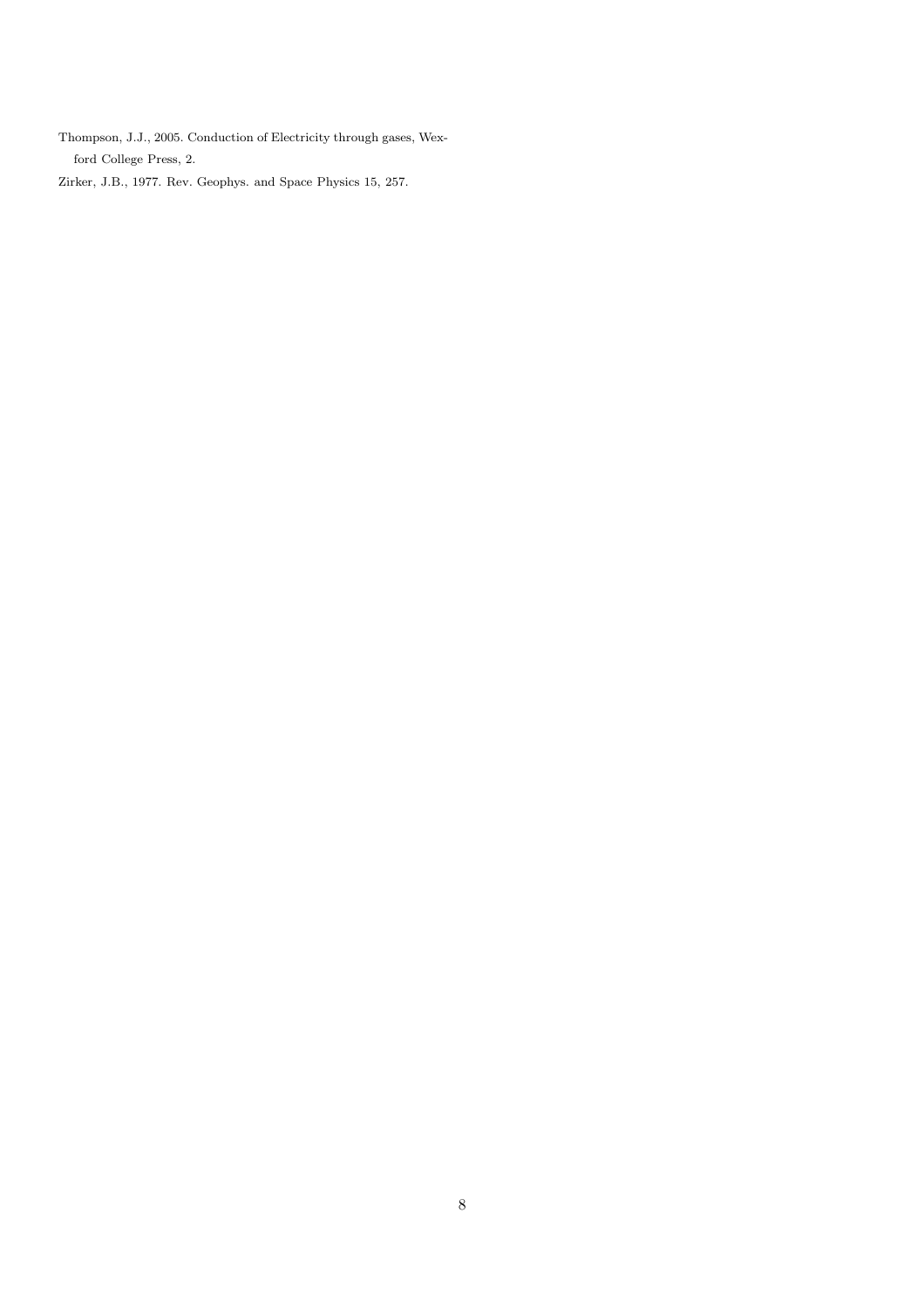Thompson, J.J., 2005. Conduction of Electricity through gases, Wexford College Press, 2.

Zirker, J.B., 1977. Rev. Geophys. and Space Physics 15, 257.